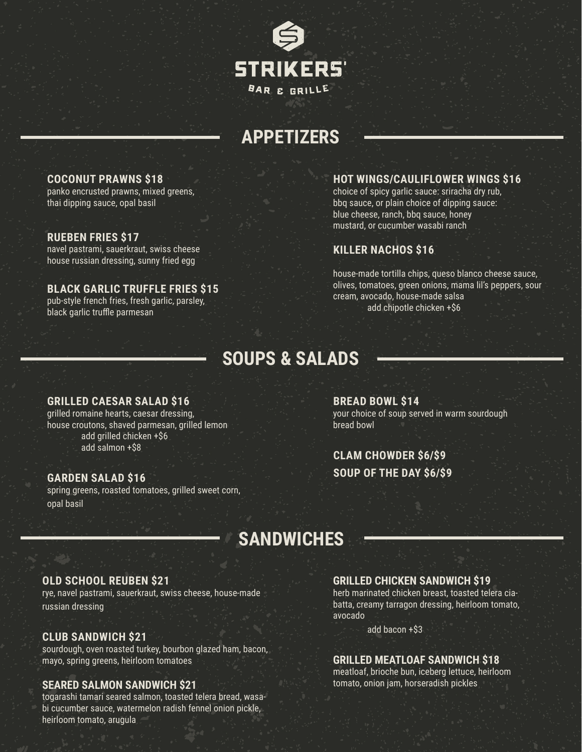# STRIKERS'

BAR & GRILLE

## APPETIZERS

**COCONUT PRAWNS $18**
panko encrusted prawns, mixed greens, thai dipping sauce, opal basil

**RUEBEN FRIES $17**
navel pastrami, sauerkraut, swiss cheese house russian dressing, sunny fried egg

**BLACK GARLIC TRUFFLE FRIES $15**
pub-style french fries, fresh garlic, parsley, black garlic truffle parmesan

**HOT WINGS/CAULIFLOWER WINGS $16**
choice of spicy garlic sauce: sriracha dry rub, bbq sauce, or plain choice of dipping sauce: blue cheese, ranch, bbq sauce, honey mustard, or cucumber wasabi ranch

**KILLER NACHOS $16**

house-made tortilla chips, queso blanco cheese sauce, olives, tomatoes, green onions, mama lil's peppers, sour cream, avocado, house-made salsa
add chipotle chicken +$6

## SOUPS & SALADS

**GRILLED CAESAR SALAD $16**
grilled romaine hearts, caesar dressing, house croutons, shaved parmesan, grilled lemon
add grilled chicken +$6
add salmon +$8

**GARDEN SALAD $16**
spring greens, roasted tomatoes, grilled sweet corn, opal basil

**BREAD BOWL $14**
your choice of soup served in warm sourdough bread bowl

**CLAM CHOWDER $6/$9**

**SOUP OF THE DAY $6/$9**

## SANDWICHES

**OLD SCHOOL REUBEN $21**
rye, navel pastrami, sauerkraut, swiss cheese, house-made russian dressing

**CLUB SANDWICH $21**
sourdough, oven roasted turkey, bourbon glazed ham, bacon, mayo, spring greens, heirloom tomatoes

**SEARED SALMON SANDWICH $21**
togarashi tamari seared salmon, toasted telera bread, wasabi cucumber sauce, watermelon radish fennel onion pickle, heirloom tomato, arugula

**GRILLED CHICKEN SANDWICH $19**
herb marinated chicken breast, toasted telera ciabatta, creamy tarragon dressing, heirloom tomato, avocado
add bacon +$3

**GRILLED MEATLOAF SANDWICH $18**
meatloaf, brioche bun, iceberg lettuce, heirloom tomato, onion jam, horseradish pickles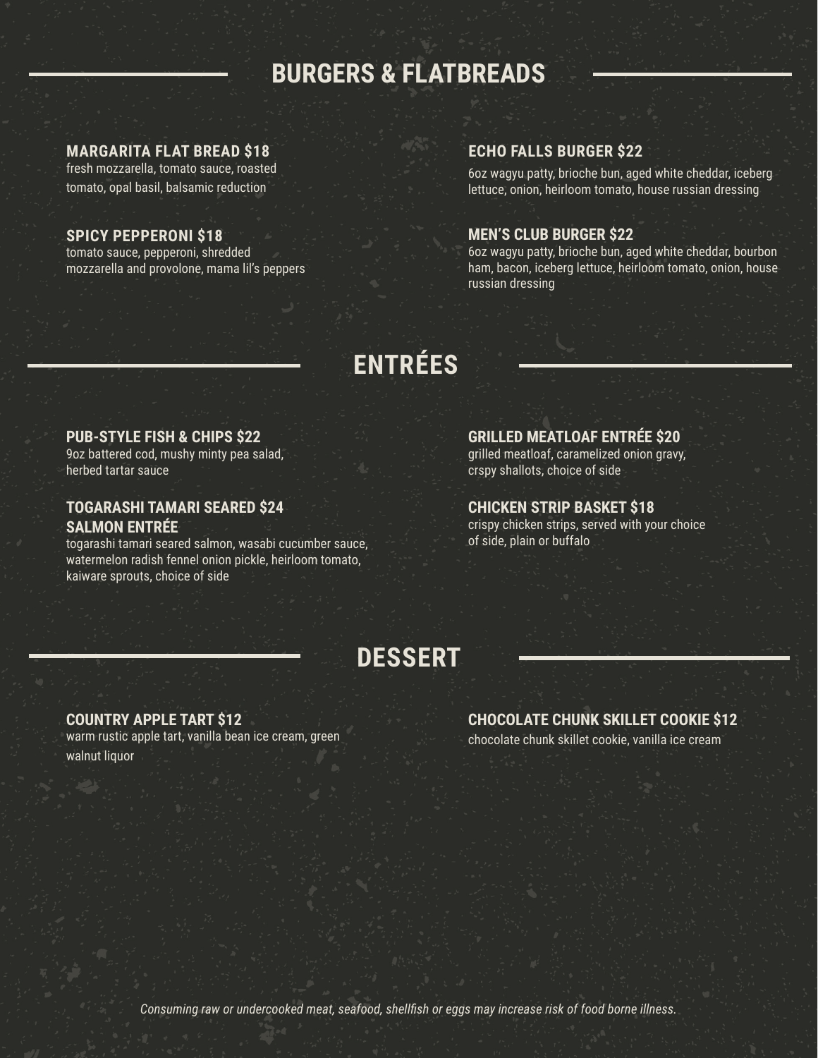## BURGERS & FLATBREADS

**MARGARITA FLAT BREAD $18**
fresh mozzarella, tomato sauce, roasted tomato, opal basil, balsamic reduction

**SPICY PEPPERONI $18**
tomato sauce, pepperoni, shredded mozzarella and provolone, mama lil's peppers

**ECHO FALLS BURGER $22**
6oz wagyu patty, brioche bun, aged white cheddar, iceberg lettuce, onion, heirloom tomato, house russian dressing

**MEN'S CLUB BURGER $22**
6oz wagyu patty, brioche bun, aged white cheddar, bourbon ham, bacon, iceberg lettuce, heirloom tomato, onion, house russian dressing

## ENTRÉES

**PUB-STYLE FISH & CHIPS $22**
9oz battered cod, mushy minty pea salad, herbed tartar sauce

**TOGARASHI TAMARI SEARED SALMON ENTRÉE $24**
togarashi tamari seared salmon, wasabi cucumber sauce, watermelon radish fennel onion pickle, heirloom tomato, kaiware sprouts, choice of side

**GRILLED MEATLOAF ENTRÉE $20**
grilled meatloaf, caramelized onion gravy, crspy shallots, choice of side

**CHICKEN STRIP BASKET $18**
crispy chicken strips, served with your choice of side, plain or buffalo

## DESSERT

**COUNTRY APPLE TART $12**
warm rustic apple tart, vanilla bean ice cream, green walnut liquor

**CHOCOLATE CHUNK SKILLET COOKIE $12**
chocolate chunk skillet cookie, vanilla ice cream

*Consuming raw or undercooked meat, seafood, shellfish or eggs may increase risk of food borne illness.*